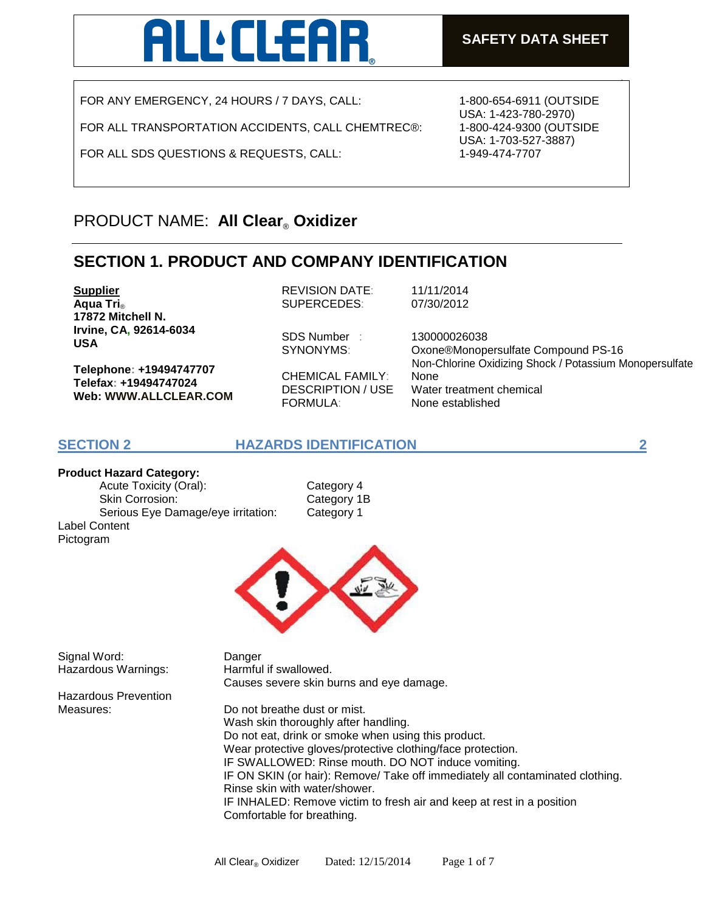# ALL CLEAR®

**SAFETY DATA SHEET**

| | |
|---|---|
| FOR ANY EMERGENCY, 24 HOURS / 7 DAYS, CALL: | 1-800-654-6911 (OUTSIDE USA: 1-423-780-2970) |
| FOR ALL TRANSPORTATION ACCIDENTS, CALL CHEMTREC®: | 1-800-424-9300 (OUTSIDE USA: 1-703-527-3887) |
| FOR ALL SDS QUESTIONS & REQUESTS, CALL: | 1-949-474-7707 |

## PRODUCT NAME: **All Clear® Oxidizer**

## SECTION 1. PRODUCT AND COMPANY IDENTIFICATION

**Supplier**
**Aqua Tri®**
**17872 Mitchell N.**
**Irvine, CA, 92614-6034**
**USA**

**Telephone: +19494747707**
**Telefax: +19494747024**
**Web: WWW.ALLCLEAR.COM**

| | |
|---|---|
| REVISION DATE: | 11/11/2014 |
| SUPERCEDES: | 07/30/2012 |
| SDS Number : | 130000026038 |
| SYNONYMS: | Oxone®Monopersulfate Compound PS-16 Non-Chlorine Oxidizing Shock / Potassium Monopersulfate |
| CHEMICAL FAMILY: | None |
| DESCRIPTION / USE | Water treatment chemical |
| FORMULA: | None established |

## SECTION 2 HAZARDS IDENTIFICATION 2

**Product Hazard Category:**

| | |
|---|---|
| Acute Toxicity (Oral): | Category 4 |
| Skin Corrosion: | Category 1B |
| Serious Eye Damage/eye irritation: | Category 1 |

Label Content
Pictogram

Signal Word: Danger

Hazardous Warnings:
Harmful if swallowed.
Causes severe skin burns and eye damage.

Hazardous Prevention Measures:
Do not breathe dust or mist.
Wash skin thoroughly after handling.
Do not eat, drink or smoke when using this product.
Wear protective gloves/protective clothing/face protection.
IF SWALLOWED: Rinse mouth. DO NOT induce vomiting.
IF ON SKIN (or hair): Remove/ Take off immediately all contaminated clothing. Rinse skin with water/shower.
IF INHALED: Remove victim to fresh air and keep at rest in a position Comfortable for breathing.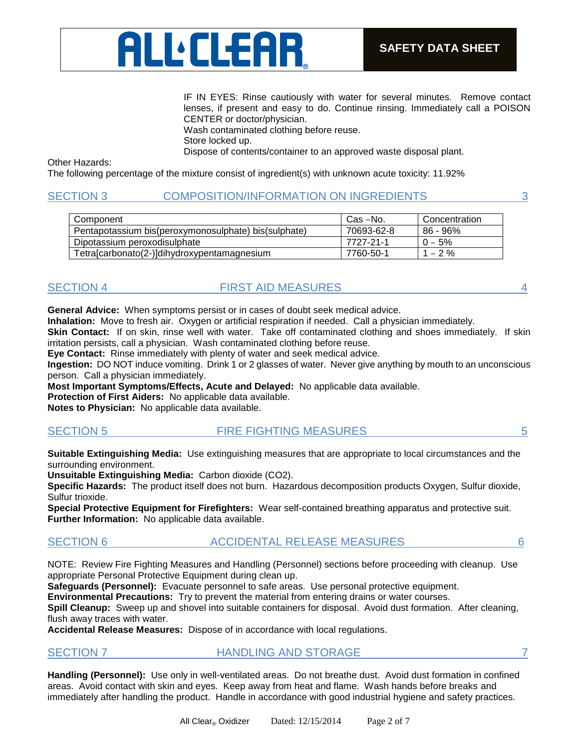IF IN EYES: Rinse cautiously with water for several minutes. Remove contact lenses, if present and easy to do. Continue rinsing. Immediately call a POISON CENTER or doctor/physician.
Wash contaminated clothing before reuse.
Store locked up.
Dispose of contents/container to an approved waste disposal plant.

Other Hazards:
The following percentage of the mixture consist of ingredient(s) with unknown acute toxicity: 11.92%

## SECTION 3 COMPOSITION/INFORMATION ON INGREDIENTS 3

| Component | Cas –No. | Concentration |
|---|---|---|
| Pentapotassium bis(peroxymonosulphate) bis(sulphate) | 70693-62-8 | 86 - 96% |
| Dipotassium peroxodisulphate | 7727-21-1 | 0 – 5% |
| Tetra[carbonato(2-)]dihydroxypentamagnesium | 7760-50-1 | 1 – 2 % |

## SECTION 4 FIRST AID MEASURES 4

**General Advice:** When symptoms persist or in cases of doubt seek medical advice.
**Inhalation:** Move to fresh air. Oxygen or artificial respiration if needed. Call a physician immediately.
**Skin Contact:** If on skin, rinse well with water. Take off contaminated clothing and shoes immediately. If skin irritation persists, call a physician. Wash contaminated clothing before reuse.
**Eye Contact:** Rinse immediately with plenty of water and seek medical advice.
**Ingestion:** DO NOT induce vomiting. Drink 1 or 2 glasses of water. Never give anything by mouth to an unconscious person. Call a physician immediately.
**Most Important Symptoms/Effects, Acute and Delayed:** No applicable data available.
**Protection of First Aiders:** No applicable data available.
**Notes to Physician:** No applicable data available.

## SECTION 5 FIRE FIGHTING MEASURES 5

**Suitable Extinguishing Media:** Use extinguishing measures that are appropriate to local circumstances and the surrounding environment.
**Unsuitable Extinguishing Media:** Carbon dioxide ($CO_2$).
**Specific Hazards:** The product itself does not burn. Hazardous decomposition products Oxygen, Sulfur dioxide, Sulfur trioxide.
**Special Protective Equipment for Firefighters:** Wear self-contained breathing apparatus and protective suit.
**Further Information:** No applicable data available.

## SECTION 6 ACCIDENTAL RELEASE MEASURES 6

NOTE: Review Fire Fighting Measures and Handling (Personnel) sections before proceeding with cleanup. Use appropriate Personal Protective Equipment during clean up.
**Safeguards (Personnel):** Evacuate personnel to safe areas. Use personal protective equipment.
**Environmental Precautions:** Try to prevent the material from entering drains or water courses.
**Spill Cleanup:** Sweep up and shovel into suitable containers for disposal. Avoid dust formation. After cleaning, flush away traces with water.
**Accidental Release Measures:** Dispose of in accordance with local regulations.

## SECTION 7 HANDLING AND STORAGE 7

**Handling (Personnel):** Use only in well-ventilated areas. Do not breathe dust. Avoid dust formation in confined areas. Avoid contact with skin and eyes. Keep away from heat and flame. Wash hands before breaks and immediately after handling the product. Handle in accordance with good industrial hygiene and safety practices.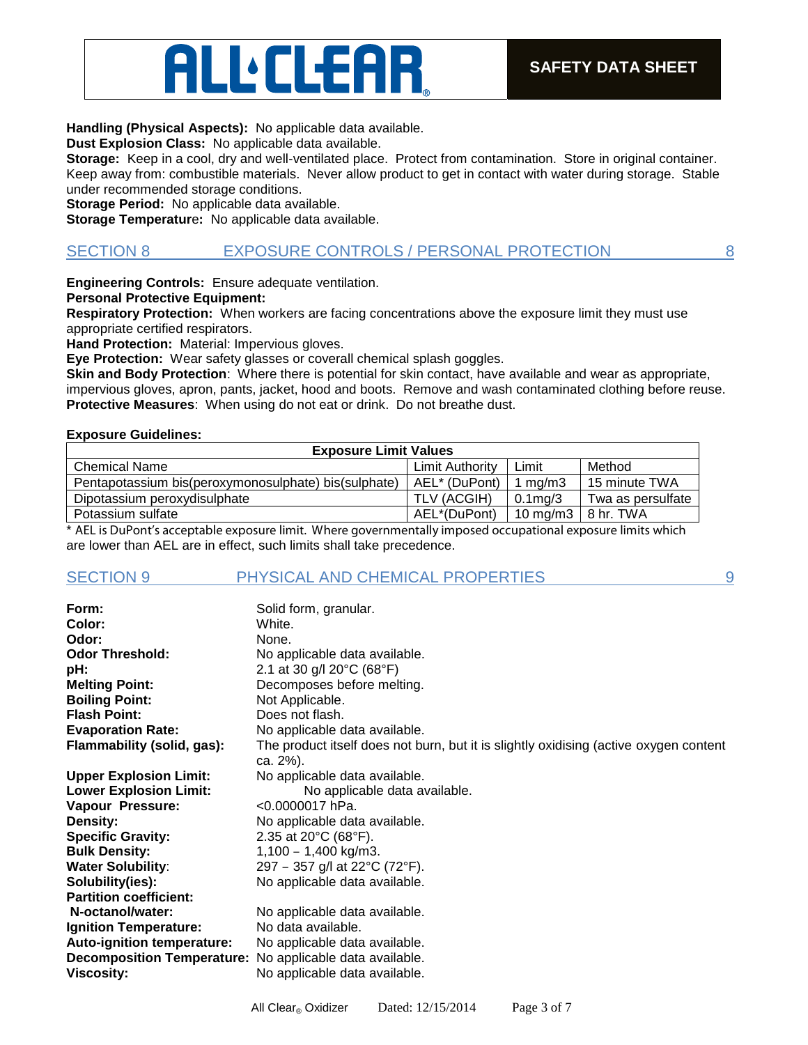**Handling (Physical Aspects):** No applicable data available.
**Dust Explosion Class:** No applicable data available.
**Storage:** Keep in a cool, dry and well-ventilated place. Protect from contamination. Store in original container. Keep away from: combustible materials. Never allow product to get in contact with water during storage. Stable under recommended storage conditions.
**Storage Period:** No applicable data available.
**Storage Temperature:** No applicable data available.

## SECTION 8 EXPOSURE CONTROLS / PERSONAL PROTECTION 8

**Engineering Controls:** Ensure adequate ventilation.
**Personal Protective Equipment:**
**Respiratory Protection:** When workers are facing concentrations above the exposure limit they must use appropriate certified respirators.
**Hand Protection:** Material: Impervious gloves.
**Eye Protection:** Wear safety glasses or coverall chemical splash goggles.
**Skin and Body Protection**: Where there is potential for skin contact, have available and wear as appropriate, impervious gloves, apron, pants, jacket, hood and boots. Remove and wash contaminated clothing before reuse.
**Protective Measures**: When using do not eat or drink. Do not breathe dust.

**Exposure Guidelines:**

| Exposure Limit Values | | | |
|---|---|---|---|
| Chemical Name | Limit Authority | Limit | Method |
| Pentapotassium bis(peroxymonosulphate) bis(sulphate) | AEL* (DuPont) | 1 mg/m3 | 15 minute TWA |
| Dipotassium peroxydisulphate | TLV (ACGIH) | 0.1mg/3 | Twa as persulfate |
| Potassium sulfate | AEL*(DuPont) | 10 mg/m3 | 8 hr. TWA |

* AEL is DuPont's acceptable exposure limit. Where governmentally imposed occupational exposure limits which are lower than AEL are in effect, such limits shall take precedence.

## SECTION 9 PHYSICAL AND CHEMICAL PROPERTIES 9

**Form:** Solid form, granular.
**Color:** White.
**Odor:** None.
**Odor Threshold:** No applicable data available.
**pH:** 2.1 at 30 g/l 20°C (68°F)
**Melting Point:** Decomposes before melting.
**Boiling Point:** Not Applicable.
**Flash Point:** Does not flash.
**Evaporation Rate:** No applicable data available.
**Flammability (solid, gas):** The product itself does not burn, but it is slightly oxidising (active oxygen content ca. 2%).
**Upper Explosion Limit:** No applicable data available.
**Lower Explosion Limit:** No applicable data available.
**Vapour Pressure:** <0.0000017 hPa.
**Density:** No applicable data available.
**Specific Gravity:** 2.35 at 20°C (68°F).
**Bulk Density:** 1,100 – 1,400 kg/m3.
**Water Solubility**: 297 – 357 g/l at 22°C (72°F).
**Solubility(ies):** No applicable data available.
**Partition coefficient:**
**N-octanol/water:** No applicable data available.
**Ignition Temperature:** No data available.
**Auto-ignition temperature:** No applicable data available.
**Decomposition Temperature:** No applicable data available.
**Viscosity:** No applicable data available.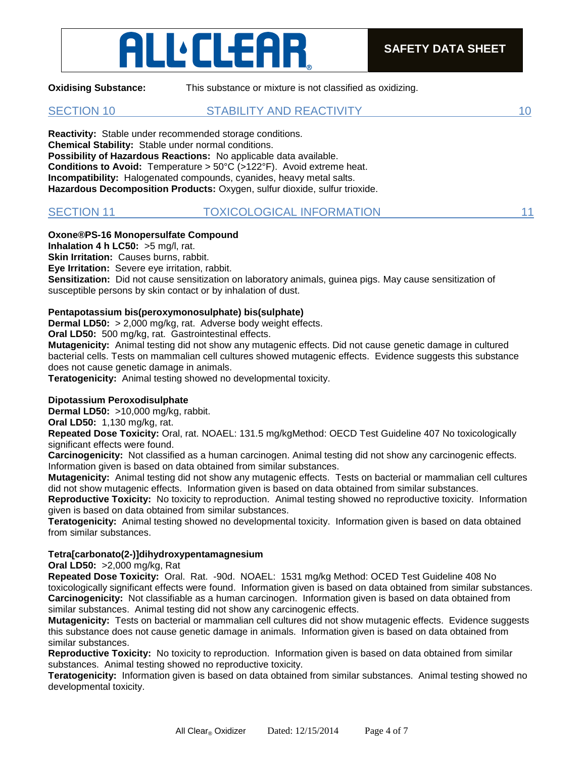**Oxidising Substance:** This substance or mixture is not classified as oxidizing.

## SECTION 10 STABILITY AND REACTIVITY 10

**Reactivity:** Stable under recommended storage conditions.
**Chemical Stability:** Stable under normal conditions.
**Possibility of Hazardous Reactions:** No applicable data available.
**Conditions to Avoid:** Temperature > 50°C (>122°F). Avoid extreme heat.
**Incompatibility:** Halogenated compounds, cyanides, heavy metal salts.
**Hazardous Decomposition Products:** Oxygen, sulfur dioxide, sulfur trioxide.

## SECTION 11 TOXICOLOGICAL INFORMATION 11

**Oxone®PS-16 Monopersulfate Compound**
**Inhalation 4 h LC50:** >5 mg/l, rat.
**Skin Irritation:** Causes burns, rabbit.
**Eye Irritation:** Severe eye irritation, rabbit.
**Sensitization:** Did not cause sensitization on laboratory animals, guinea pigs. May cause sensitization of susceptible persons by skin contact or by inhalation of dust.

**Pentapotassium bis(peroxymonosulphate) bis(sulphate)**
**Dermal LD50:** > 2,000 mg/kg, rat. Adverse body weight effects.
**Oral LD50:** 500 mg/kg, rat. Gastrointestinal effects.
**Mutagenicity:** Animal testing did not show any mutagenic effects. Did not cause genetic damage in cultured bacterial cells. Tests on mammalian cell cultures showed mutagenic effects. Evidence suggests this substance does not cause genetic damage in animals.
**Teratogenicity:** Animal testing showed no developmental toxicity.

**Dipotassium Peroxodisulphate**
**Dermal LD50:** >10,000 mg/kg, rabbit.
**Oral LD50:** 1,130 mg/kg, rat.
**Repeated Dose Toxicity:** Oral, rat. NOAEL: 131.5 mg/kgMethod: OECD Test Guideline 407 No toxicologically significant effects were found.
**Carcinogenicity:** Not classified as a human carcinogen. Animal testing did not show any carcinogenic effects. Information given is based on data obtained from similar substances.
**Mutagenicity:** Animal testing did not show any mutagenic effects. Tests on bacterial or mammalian cell cultures did not show mutagenic effects. Information given is based on data obtained from similar substances.
**Reproductive Toxicity:** No toxicity to reproduction. Animal testing showed no reproductive toxicity. Information given is based on data obtained from similar substances.
**Teratogenicity:** Animal testing showed no developmental toxicity. Information given is based on data obtained from similar substances.

**Tetra[carbonato(2-)]dihydroxypentamagnesium**
**Oral LD50:** >2,000 mg/kg, Rat
**Repeated Dose Toxicity:** Oral. Rat. -90d. NOAEL: 1531 mg/kg Method: OCED Test Guideline 408 No toxicologically significant effects were found. Information given is based on data obtained from similar substances.
**Carcinogenicity:** Not classifiable as a human carcinogen. Information given is based on data obtained from similar substances. Animal testing did not show any carcinogenic effects.
**Mutagenicity:** Tests on bacterial or mammalian cell cultures did not show mutagenic effects. Evidence suggests this substance does not cause genetic damage in animals. Information given is based on data obtained from similar substances.
**Reproductive Toxicity:** No toxicity to reproduction. Information given is based on data obtained from similar substances. Animal testing showed no reproductive toxicity.
**Teratogenicity:** Information given is based on data obtained from similar substances. Animal testing showed no developmental toxicity.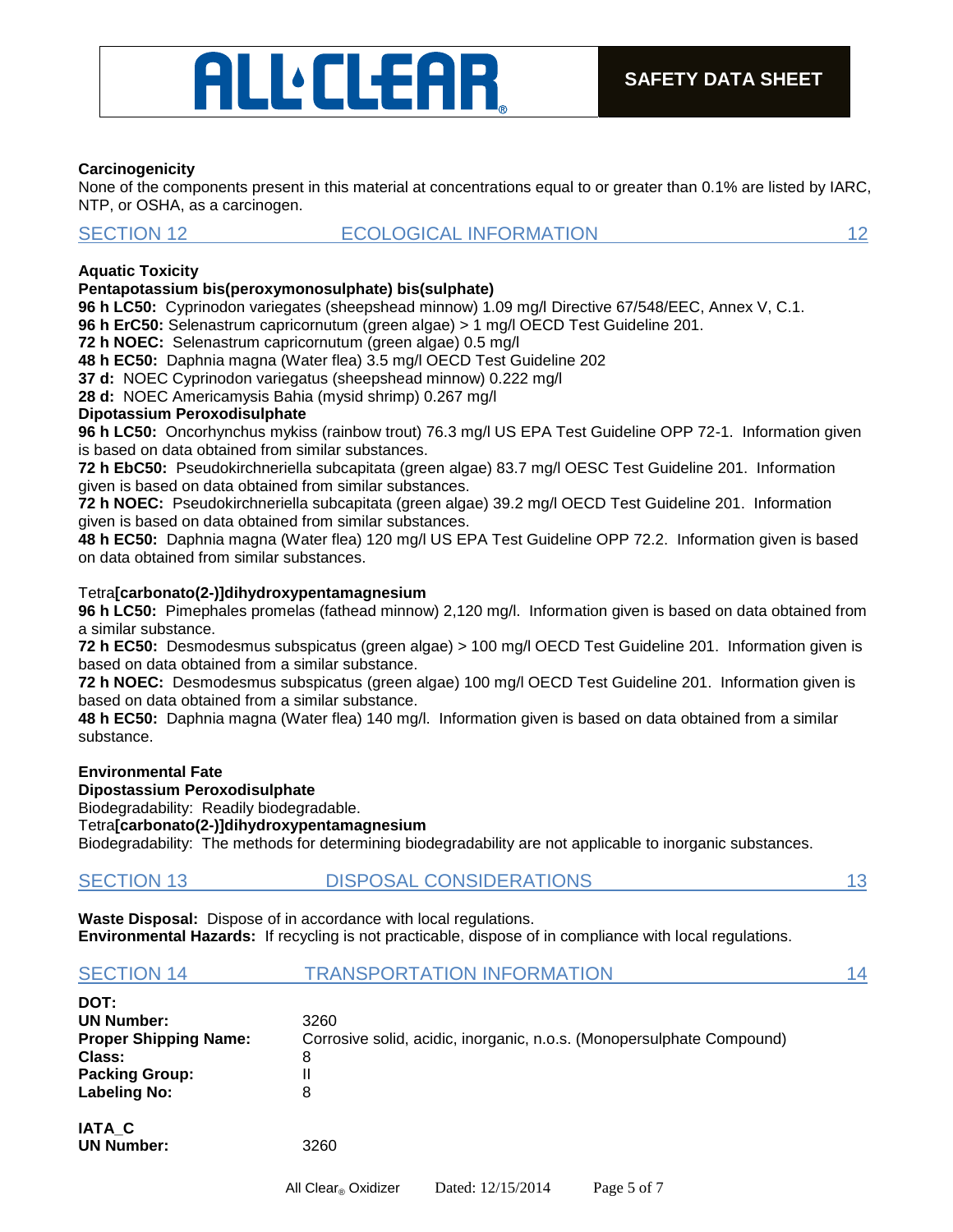**Carcinogenicity**
None of the components present in this material at concentrations equal to or greater than 0.1% are listed by IARC, NTP, or OSHA, as a carcinogen.

## SECTION 12 ECOLOGICAL INFORMATION 12

**Aquatic Toxicity**

**Pentapotassium bis(peroxymonosulphate) bis(sulphate)**

**96 h LC50:** Cyprinodon variegates (sheepshead minnow) 1.09 mg/l Directive 67/548/EEC, Annex V, C.1.
**96 h ErC50:** Selenastrum capricornutum (green algae) > 1 mg/l OECD Test Guideline 201.
**72 h NOEC:** Selenastrum capricornutum (green algae) 0.5 mg/l
**48 h EC50:** Daphnia magna (Water flea) 3.5 mg/l OECD Test Guideline 202
**37 d:** NOEC Cyprinodon variegatus (sheepshead minnow) 0.222 mg/l
**28 d:** NOEC Americamysis Bahia (mysid shrimp) 0.267 mg/l

**Dipotassium Peroxodisulphate**

**96 h LC50:** Oncorhynchus mykiss (rainbow trout) 76.3 mg/l US EPA Test Guideline OPP 72-1. Information given is based on data obtained from similar substances.
**72 h EbC50:** Pseudokirchneriella subcapitata (green algae) 83.7 mg/l OESC Test Guideline 201. Information given is based on data obtained from similar substances.
**72 h NOEC:** Pseudokirchneriella subcapitata (green algae) 39.2 mg/l OECD Test Guideline 201. Information given is based on data obtained from similar substances.
**48 h EC50:** Daphnia magna (Water flea) 120 mg/l US EPA Test Guideline OPP 72.2. Information given is based on data obtained from similar substances.

Tetra**[carbonato(2-)]dihydroxypentamagnesium**

**96 h LC50:** Pimephales promelas (fathead minnow) 2,120 mg/l. Information given is based on data obtained from a similar substance.
**72 h EC50:** Desmodesmus subspicatus (green algae) > 100 mg/l OECD Test Guideline 201. Information given is based on data obtained from a similar substance.
**72 h NOEC:** Desmodesmus subspicatus (green algae) 100 mg/l OECD Test Guideline 201. Information given is based on data obtained from a similar substance.
**48 h EC50:** Daphnia magna (Water flea) 140 mg/l. Information given is based on data obtained from a similar substance.

**Environmental Fate**

**Dipostassium Peroxodisulphate**
Biodegradability: Readily biodegradable.

Tetra**[carbonato(2-)]dihydroxypentamagnesium**
Biodegradability: The methods for determining biodegradability are not applicable to inorganic substances.

## SECTION 13 DISPOSAL CONSIDERATIONS 13

**Waste Disposal:** Dispose of in accordance with local regulations.
**Environmental Hazards:** If recycling is not practicable, dispose of in compliance with local regulations.

## SECTION 14 TRANSPORTATION INFORMATION 14

**DOT:**

| | |
|---|---|
| **UN Number:** | 3260 |
| **Proper Shipping Name:** | Corrosive solid, acidic, inorganic, n.o.s. (Monopersulphate Compound) |
| **Class:** | 8 |
| **Packing Group:** | II |
| **Labeling No:** | 8 |

**IATA_C**

| | |
|---|---|
| **UN Number:** | 3260 |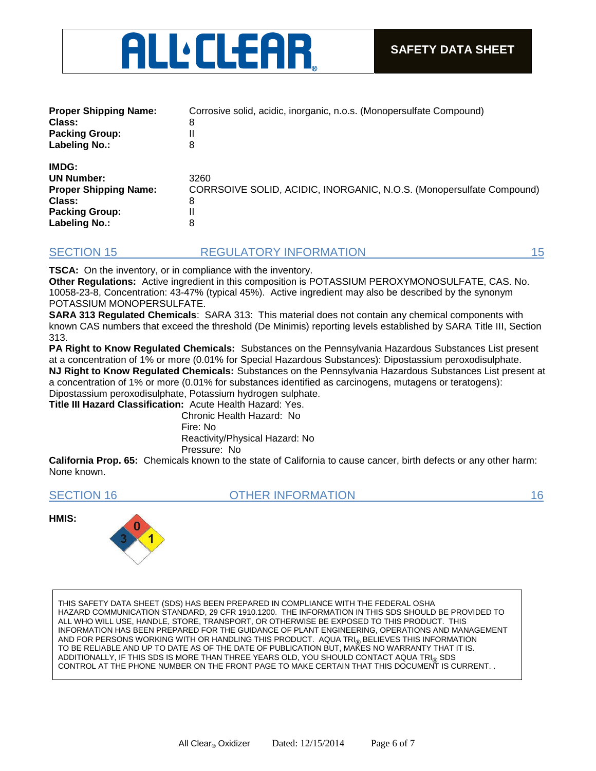| | |
|---|---|
| **Proper Shipping Name:** | Corrosive solid, acidic, inorganic, n.o.s. (Monopersulfate Compound) |
| **Class:** | 8 |
| **Packing Group:** | II |
| **Labeling No.:** | 8 |

**IMDG:**

| | |
|---|---|
| **UN Number:** | 3260 |
| **Proper Shipping Name:** | CORRSOIVE SOLID, ACIDIC, INORGANIC, N.O.S. (Monopersulfate Compound) |
| **Class:** | 8 |
| **Packing Group:** | II |
| **Labeling No.:** | 8 |

## SECTION 15 REGULATORY INFORMATION 15

**TSCA:** On the inventory, or in compliance with the inventory.

**Other Regulations:** Active ingredient in this composition is POTASSIUM PEROXYMONOSULFATE, CAS. No. 10058-23-8, Concentration: 43-47% (typical 45%). Active ingredient may also be described by the synonym POTASSIUM MONOPERSULFATE.

**SARA 313 Regulated Chemicals**: SARA 313: This material does not contain any chemical components with known CAS numbers that exceed the threshold (De Minimis) reporting levels established by SARA Title III, Section 313.

**PA Right to Know Regulated Chemicals:** Substances on the Pennsylvania Hazardous Substances List present at a concentration of 1% or more (0.01% for Special Hazardous Substances): Dipostassium peroxodisulphate.

**NJ Right to Know Regulated Chemicals:** Substances on the Pennsylvania Hazardous Substances List present at a concentration of 1% or more (0.01% for substances identified as carcinogens, mutagens or teratogens): Dipostassium peroxodisulphate, Potassium hydrogen sulphate.

**Title III Hazard Classification:** Acute Health Hazard: Yes.
Chronic Health Hazard: No
Fire: No
Reactivity/Physical Hazard: No
Pressure: No

**California Prop. 65:** Chemicals known to the state of California to cause cancer, birth defects or any other harm: None known.

## SECTION 16 OTHER INFORMATION 16

**HMIS:**

Health (blue): 3; Flammability (red): 0; Reactivity (yellow): 1; Special (white): (blank)

THIS SAFETY DATA SHEET (SDS) HAS BEEN PREPARED IN COMPLIANCE WITH THE FEDERAL OSHA HAZARD COMMUNICATION STANDARD, 29 CFR 1910.1200. THE INFORMATION IN THIS SDS SHOULD BE PROVIDED TO ALL WHO WILL USE, HANDLE, STORE, TRANSPORT, OR OTHERWISE BE EXPOSED TO THIS PRODUCT. THIS INFORMATION HAS BEEN PREPARED FOR THE GUIDANCE OF PLANT ENGINEERING, OPERATIONS AND MANAGEMENT AND FOR PERSONS WORKING WITH OR HANDLING THIS PRODUCT. AQUA TRI® BELIEVES THIS INFORMATION TO BE RELIABLE AND UP TO DATE AS OF THE DATE OF PUBLICATION BUT, MAKES NO WARRANTY THAT IT IS. ADDITIONALLY, IF THIS SDS IS MORE THAN THREE YEARS OLD, YOU SHOULD CONTACT AQUA TRI® SDS CONTROL AT THE PHONE NUMBER ON THE FRONT PAGE TO MAKE CERTAIN THAT THIS DOCUMENT IS CURRENT. .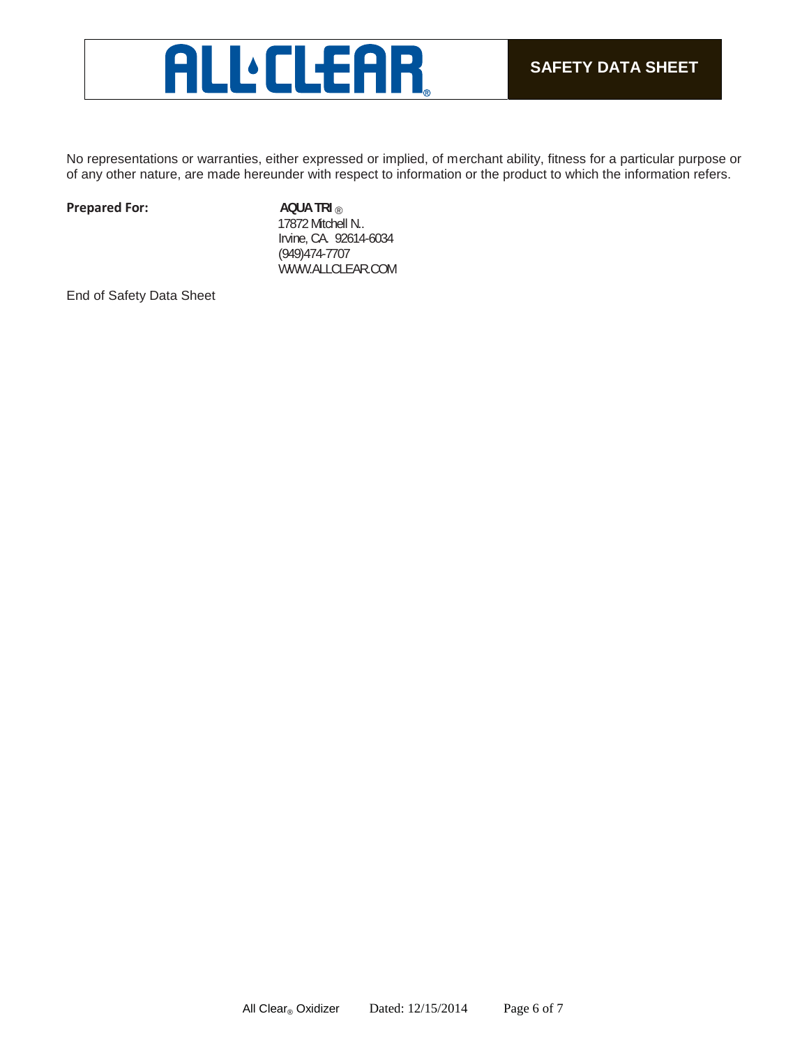No representations or warranties, either expressed or implied, of merchant ability, fitness for a particular purpose or of any other nature, are made hereunder with respect to information or the product to which the information refers.

**Prepared For:** **AQUA TRI** ®
17872 Mitchell N..
Irvine, CA. 92614-6034
(949)474-7707
WWW.ALLCLEAR.COM

End of Safety Data Sheet